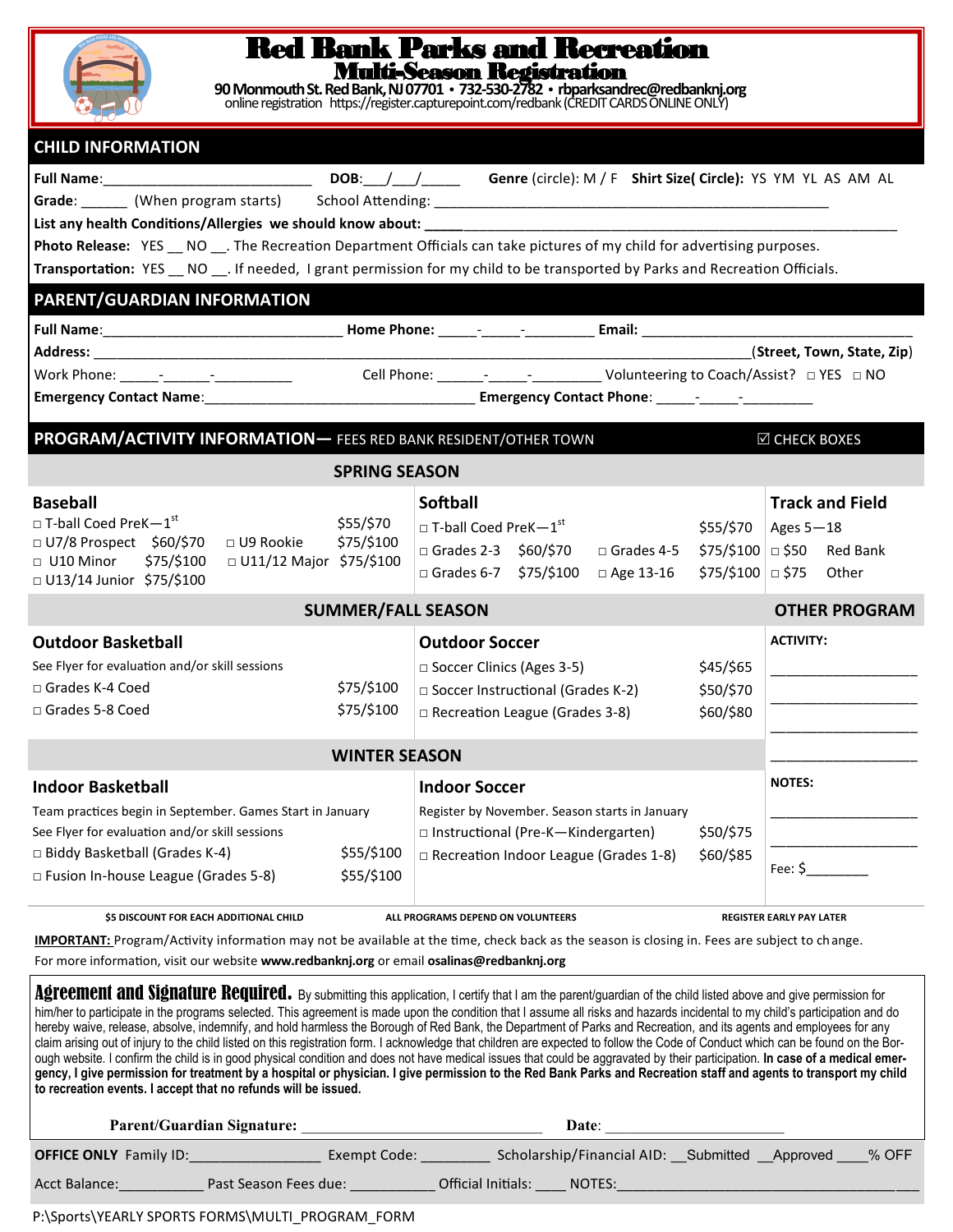# Red Bank Parks and Recreation

## Multi-Season Registration

**90 Monmouth St. Red Bank, NJ 07701 • 732-530-2782 • rbparksandrec@redbanknj.org**
online registration https://register.capturepoint.com/redbank (CREDIT CARDS ONLINE ONLY)

## CHILD INFORMATION

**Full Name**:__________________________ **DOB**:___/___/_____ **Genre** (circle): M / F **Shirt Size( Circle):** YS YM YL AS AM AL

**Grade**: ______ (When program starts) School Attending: ________________________________________________

**List any health Conditions/Allergies we should know about:** ____________________________________________________________

**Photo Release:** YES __ NO __. The Recreation Department Officials can take pictures of my child for advertising purposes.

**Transportation:** YES __ NO __. If needed, I grant permission for my child to be transported by Parks and Recreation Officials.

## PARENT/GUARDIAN INFORMATION

**Full Name**:______________________________ **Home Phone:** _____-_____-_________ **Email:** ________________________________

**Address:** ________________________________________________________________________________(**Street, Town, State, Zip**)

Work Phone: _____-______-__________ Cell Phone: ______-_____-_________ Volunteering to Coach/Assist? □ YES □ NO

**Emergency Contact Name**:__________________________________ **Emergency Contact Phone**: _____-_____-_________

## PROGRAM/ACTIVITY INFORMATION— FEES RED BANK RESIDENT/OTHER TOWN

☑ CHECK BOXES

### SPRING SEASON

**Baseball**

- □ T-ball Coed PreK—1st $55/$70
- □ U7/8 Prospect $60/$70
- □ U9 Rookie $75/$100
- □ U10 Minor $75/$100
- □ U11/12 Major $75/$100
- □ U13/14 Junior $75/$100

**Softball**

- □ T-ball Coed PreK—1st $55/$70
- □ Grades 2-3 $60/$70
- □ Grades 4-5 $75/$100
- □ Grades 6-7 $75/$100
- □ Age 13-16 $75/$100

**Track and Field**

Ages 5—18

- □ $50 Red Bank
- □ $75 Other

### SUMMER/FALL SEASON

**Outdoor Basketball**

See Flyer for evaluation and/or skill sessions

- □ Grades K-4 Coed $75/$100
- □ Grades 5-8 Coed $75/$100

**Outdoor Soccer**

- □ Soccer Clinics (Ages 3-5) $45/$65
- □ Soccer Instructional (Grades K-2) $50/$70
- □ Recreation League (Grades 3-8) $60/$80

### WINTER SEASON

**Indoor Basketball**

Team practices begin in September. Games Start in January

See Flyer for evaluation and/or skill sessions

- □ Biddy Basketball (Grades K-4) $55/$100
- □ Fusion In-house League (Grades 5-8) $55/$100

**Indoor Soccer**

Register by November. Season starts in January

- □ Instructional (Pre-K—Kindergarten) $50/$75
- □ Recreation Indoor League (Grades 1-8) $60/$85

### OTHER PROGRAM

**ACTIVITY:**

___________________

___________________

___________________

___________________

**NOTES:**

___________________

___________________

Fee: $________

**$5 DISCOUNT FOR EACH ADDITIONAL CHILD** **ALL PROGRAMS DEPEND ON VOLUNTEERS** **REGISTER EARLY PAY LATER**

**IMPORTANT:** Program/Activity information may not be available at the time, check back as the season is closing in. Fees are subject to change.

For more information, visit our website **www.redbanknj.org** or email **osalinas@redbanknj.org**

**Agreement and Signature Required.** By submitting this application, I certify that I am the parent/guardian of the child listed above and give permission for him/her to participate in the programs selected. This agreement is made upon the condition that I assume all risks and hazards incidental to my child's participation and do hereby waive, release, absolve, indemnify, and hold harmless the Borough of Red Bank, the Department of Parks and Recreation, and its agents and employees for any claim arising out of injury to the child listed on this registration form. I acknowledge that children are expected to follow the Code of Conduct which can be found on the Borough website. I confirm the child is in good physical condition and does not have medical issues that could be aggravated by their participation. **In case of a medical emergency, I give permission for treatment by a hospital or physician. I give permission to the Red Bank Parks and Recreation staff and agents to transport my child to recreation events. I accept that no refunds will be issued.**

**Parent/Guardian Signature:** ______________________________ **Date**: ______________________

**OFFICE ONLY** Family ID:________________ Exempt Code: _________ Scholarship/Financial AID: __Submitted __Approved ____% OFF

Acct Balance:__________ Past Season Fees due: ___________ Official Initials: ____ NOTES:_______________________________________

P:\Sports\YEARLY SPORTS FORMS\MULTI_PROGRAM_FORM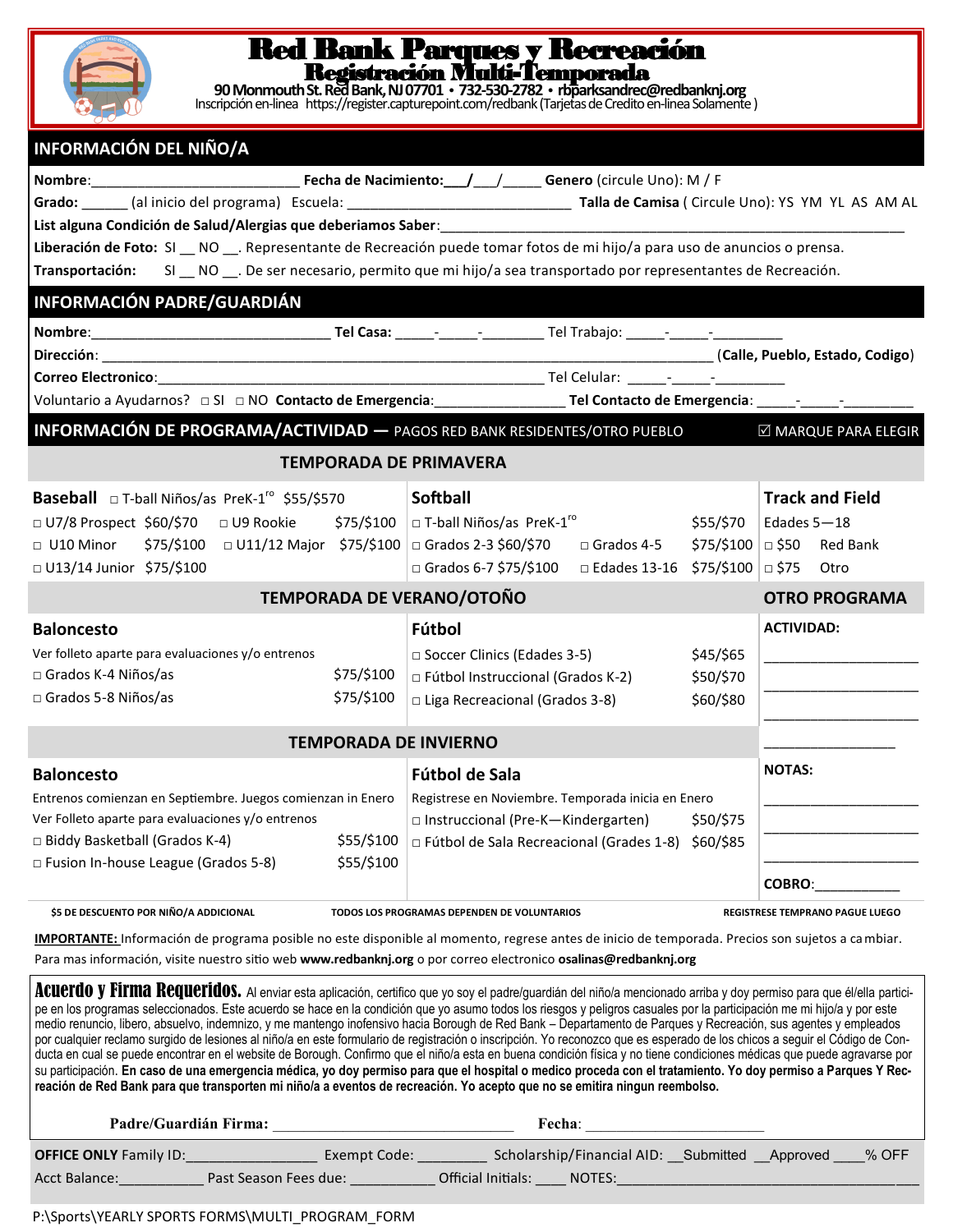# Red Bank Parques y Recreación

## Registración Multi-Temporada

90 Monmouth St. Red Bank, NJ 07701 • 732-530-2782 • rbparksandrec@redbanknj.org
Inscripción en-linea https://register.capturepoint.com/redbank (Tarjetas de Credito en-linea Solamente )

## INFORMACIÓN DEL NIÑO/A

**Nombre**:___________________________ **Fecha de Nacimiento:**___/___/_____ **Genero** (circule Uno): M / F

**Grado:** ______ (al inicio del programa) Escuela: ____________________________ **Talla de Camisa** ( Circule Uno): YS YM YL AS AM AL

**List alguna Condición de Salud/Alergias que deberiamos Saber**:_______________________________________________________________

**Liberación de Foto:** SI __ NO __. Representante de Recreación puede tomar fotos de mi hijo/a para uso de anuncios o prensa.

**Transportación:** SI __ NO __. De ser necesario, permito que mi hijo/a sea transportado por representantes de Recreación.

## INFORMACIÓN PADRE/GUARDIÁN

**Nombre**:________________________________ **Tel Casa:** _____-_____-________ Tel Trabajo: _____-_____-_________

**Dirección**: ______________________________________________________________________________ (**Calle, Pueblo, Estado, Codigo**)

**Correo Electronico**:__________________________________________________ Tel Celular: _____-_____-_________

Voluntario a Ayudarnos? □ SI □ NO **Contacto de Emergencia**:_________________ **Tel Contacto de Emergencia**: _____-_____-_________

## INFORMACIÓN DE PROGRAMA/ACTIVIDAD — PAGOS RED BANK RESIDENTES/OTRO PUEBLO

☑ MARQUE PARA ELEGIR

### TEMPORADA DE PRIMAVERA

**Baseball** □ T-ball Niños/as PreK-1ro $55/$570

- □ U7/8 Prospect $60/$70
- □ U9 Rookie $75/$100
- □ U10 Minor $75/$100
- □ U11/12 Major $75/$100
- □ U13/14 Junior $75/$100

**Softball**

- □ T-ball Niños/as PreK-1ro $55/$70
- □ Grados 2-3 $60/$70
- □ Grados 4-5 $75/$100
- □ Grados 6-7 $75/$100
- □ Edades 13-16 $75/$100

**Track and Field**

Edades 5—18

- □ $50 Red Bank
- □ $75 Otro

### TEMPORADA DE VERANO/OTOÑO

**Baloncesto**

Ver folleto aparte para evaluaciones y/o entrenos

- □ Grados K-4 Niños/as $75/$100
- □ Grados 5-8 Niños/as $75/$100

**Fútbol**

- □ Soccer Clinics (Edades 3-5) $45/$65
- □ Fútbol Instruccional (Grados K-2) $50/$70
- □ Liga Recreacional (Grados 3-8) $60/$80

### TEMPORADA DE INVIERNO

**Baloncesto**

Entrenos comienzan en Septiembre. Juegos comienzan in Enero
Ver Folleto aparte para evaluaciones y/o entrenos

- □ Biddy Basketball (Grados K-4) $55/$100
- □ Fusion In-house League (Grados 5-8) $55/$100

**Fútbol de Sala**

Registrese en Noviembre. Temporada inicia en Enero

- □ Instruccional (Pre-K—Kindergarten) $50/$75
- □ Fútbol de Sala Recreacional (Grades 1-8) $60/$85

### OTRO PROGRAMA

**ACTIVIDAD:**

____________________

____________________

____________________

____________________

**NOTAS:**

____________________

____________________

____________________

**COBRO**:___________

**$5 DE DESCUENTO POR NIÑO/A ADDICIONAL** **TODOS LOS PROGRAMAS DEPENDEN DE VOLUNTARIOS** **REGISTRESE TEMPRANO PAGUE LUEGO**

**IMPORTANTE:** Información de programa posible no este disponible al momento, regrese antes de inicio de temporada. Precios son sujetos a cambiar.
Para mas información, visite nuestro sitio web **www.redbanknj.org** o por correo electronico **osalinas@redbanknj.org**

**Acuerdo y Firma Requeridos.** Al enviar esta aplicación, certifico que yo soy el padre/guardián del niño/a mencionado arriba y doy permiso para que él/ella participe en los programas seleccionados. Este acuerdo se hace en la condición que yo asumo todos los riesgos y peligros casuales por la participación me mi hijo/a y por este medio renuncio, libero, absuelvo, indemnizo, y me mantengo inofensivo hacia Borough de Red Bank – Departamento de Parques y Recreación, sus agentes y empleados por cualquier reclamo surgido de lesiones al niño/a en este formulario de registración o inscripción. Yo reconozco que es esperado de los chicos a seguir el Código de Conducta en cual se puede encontrar en el website de Borough. Confirmo que el niño/a esta en buena condición física y no tiene condiciones médicas que puede agravarse por su participación. **En caso de una emergencia médica, yo doy permiso para que el hospital o medico proceda con el tratamiento. Yo doy permiso a Parques Y Recreación de Red Bank para que transporten mi niño/a a eventos de recreación. Yo acepto que no se emitira ningun reembolso.**

**Padre/Guardián Firma:** ________________________________ **Fecha**: ________________________

**OFFICE ONLY** Family ID:_________________ Exempt Code: _________ Scholarship/Financial AID: __Submitted __Approved ____% OFF

Acct Balance:___________ Past Season Fees due: ___________ Official Initials: ____ NOTES:________________________________________

P:\Sports\YEARLY SPORTS FORMS\MULTI_PROGRAM_FORM